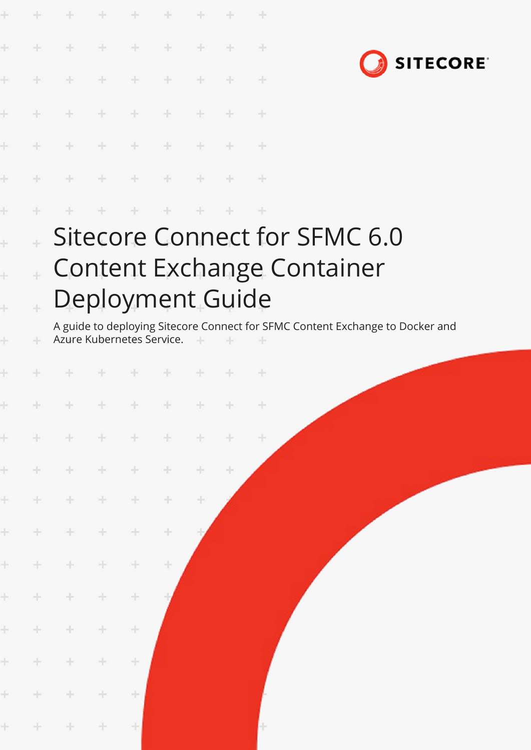SITECORE

# Sitecore Connect for SFMC 6.0 Content Exchange Container Deployment Guide

A guide to deploying Sitecore Connect for SFMC Content Exchange to Docker and Azure Kubernetes Service.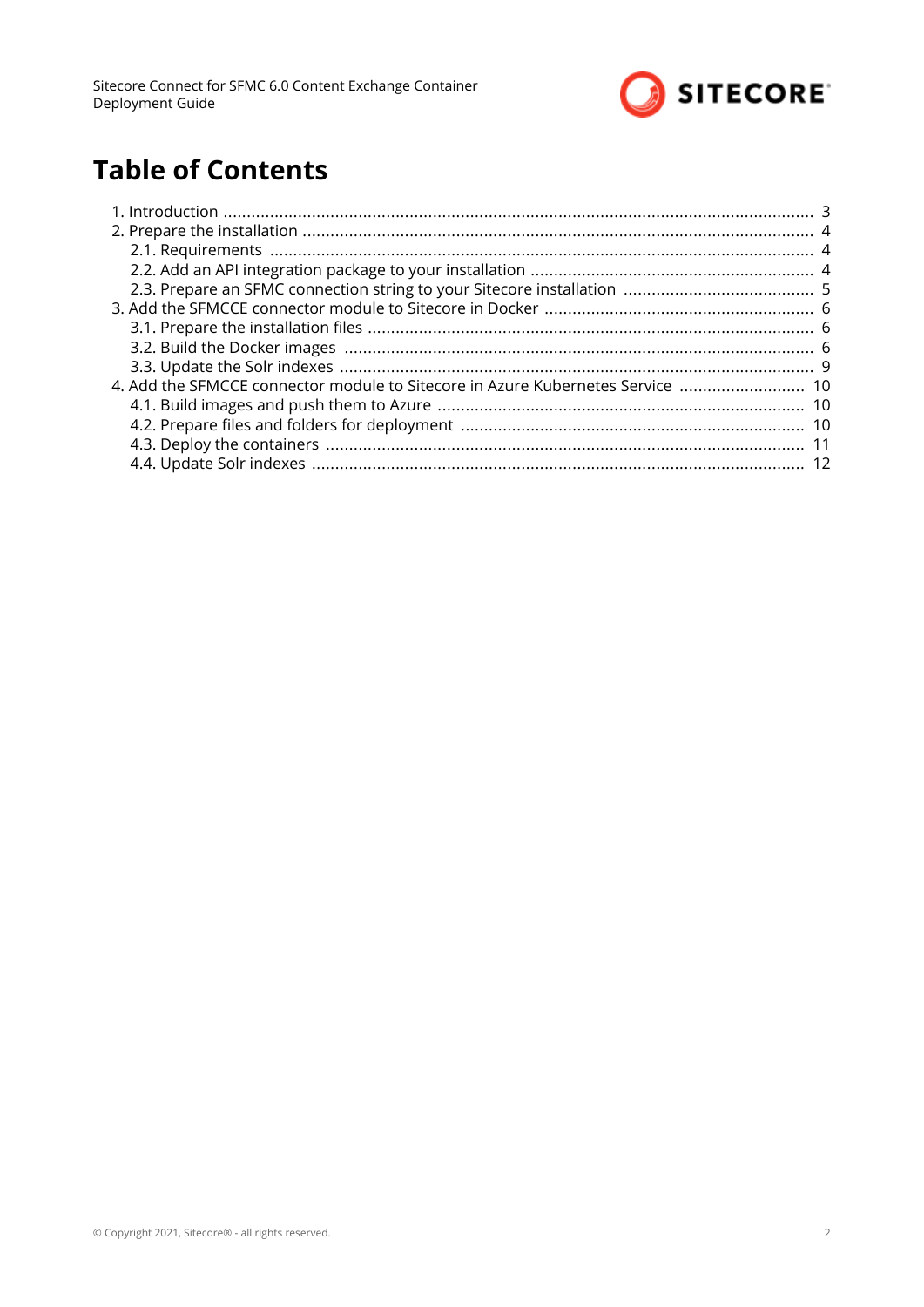# Table of Contents

1. Introduction .... 3
2. Prepare the installation .... 4
   - 2.1. Requirements .... 4
   - 2.2. Add an API integration package to your installation .... 4
   - 2.3. Prepare an SFMC connection string to your Sitecore installation .... 5
3. Add the SFMCCE connector module to Sitecore in Docker .... 6
   - 3.1. Prepare the installation files .... 6
   - 3.2. Build the Docker images .... 6
   - 3.3. Update the Solr indexes .... 9
4. Add the SFMCCE connector module to Sitecore in Azure Kubernetes Service .... 10
   - 4.1. Build images and push them to Azure .... 10
   - 4.2. Prepare files and folders for deployment .... 10
   - 4.3. Deploy the containers .... 11
   - 4.4. Update Solr indexes .... 12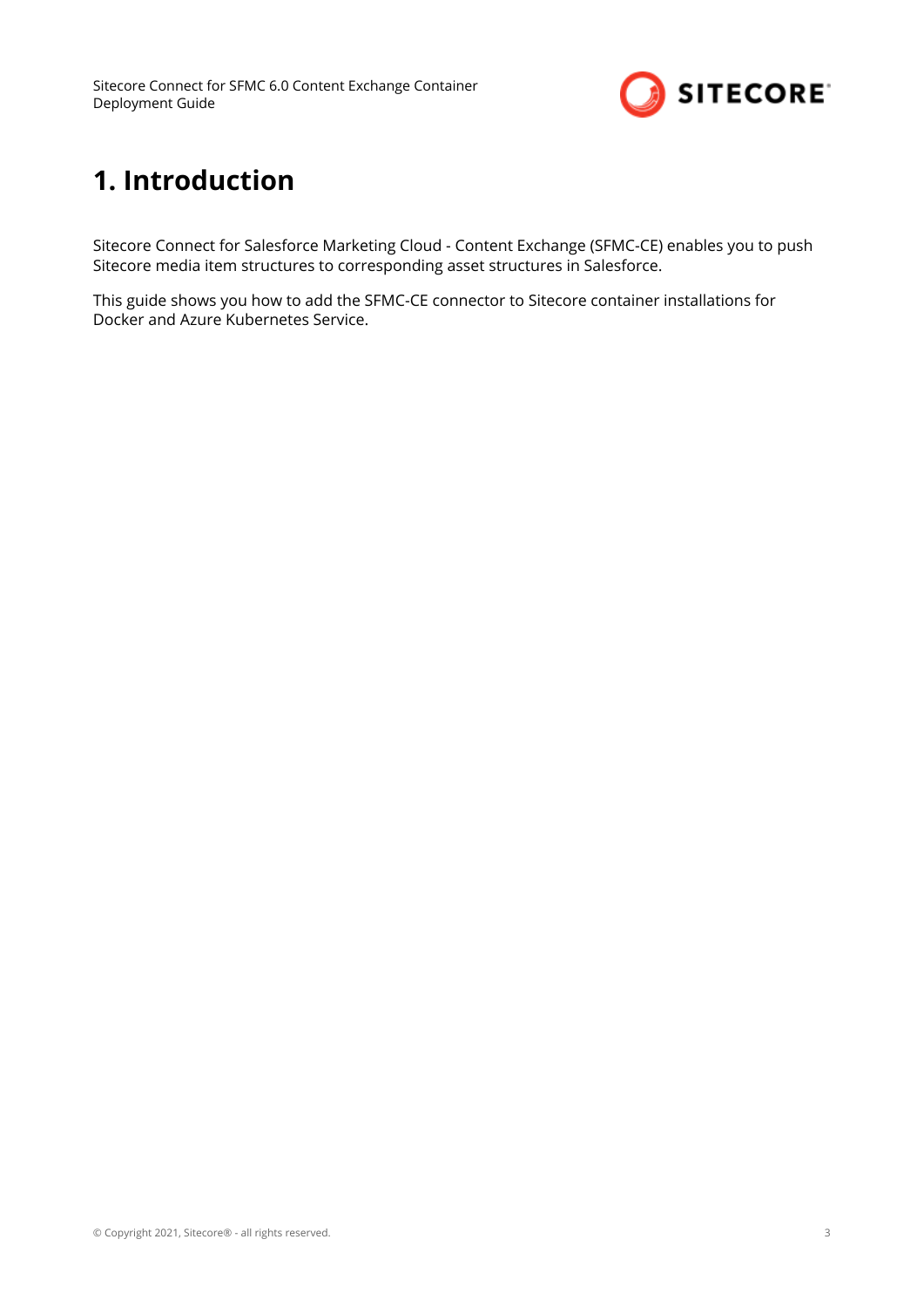# 1. Introduction

Sitecore Connect for Salesforce Marketing Cloud - Content Exchange (SFMC-CE) enables you to push Sitecore media item structures to corresponding asset structures in Salesforce.

This guide shows you how to add the SFMC-CE connector to Sitecore container installations for Docker and Azure Kubernetes Service.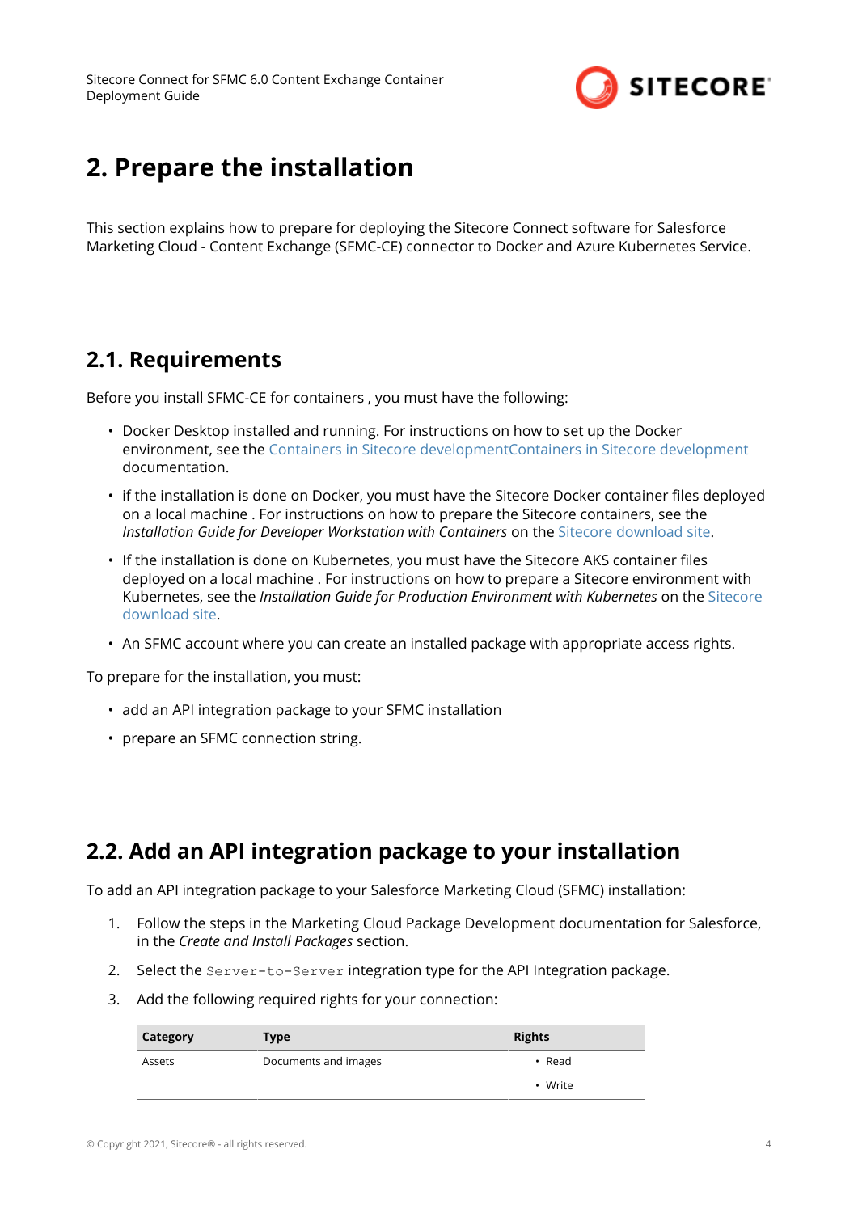# 2. Prepare the installation

This section explains how to prepare for deploying the Sitecore Connect software for Salesforce Marketing Cloud - Content Exchange (SFMC-CE) connector to Docker and Azure Kubernetes Service.

## 2.1. Requirements

Before you install SFMC-CE for containers , you must have the following:

- Docker Desktop installed and running. For instructions on how to set up the Docker environment, see the Containers in Sitecore developmentContainers in Sitecore development documentation.
- if the installation is done on Docker, you must have the Sitecore Docker container files deployed on a local machine . For instructions on how to prepare the Sitecore containers, see the *Installation Guide for Developer Workstation with Containers* on the Sitecore download site.
- If the installation is done on Kubernetes, you must have the Sitecore AKS container files deployed on a local machine . For instructions on how to prepare a Sitecore environment with Kubernetes, see the *Installation Guide for Production Environment with Kubernetes* on the Sitecore download site.
- An SFMC account where you can create an installed package with appropriate access rights.

To prepare for the installation, you must:

- add an API integration package to your SFMC installation
- prepare an SFMC connection string.

## 2.2. Add an API integration package to your installation

To add an API integration package to your Salesforce Marketing Cloud (SFMC) installation:

1. Follow the steps in the Marketing Cloud Package Development documentation for Salesforce, in the *Create and Install Packages* section.
2. Select the `Server-to-Server` integration type for the API Integration package.
3. Add the following required rights for your connection:

| Category | Type | Rights |
|---|---|---|
| Assets | Documents and images | • Read<br>• Write |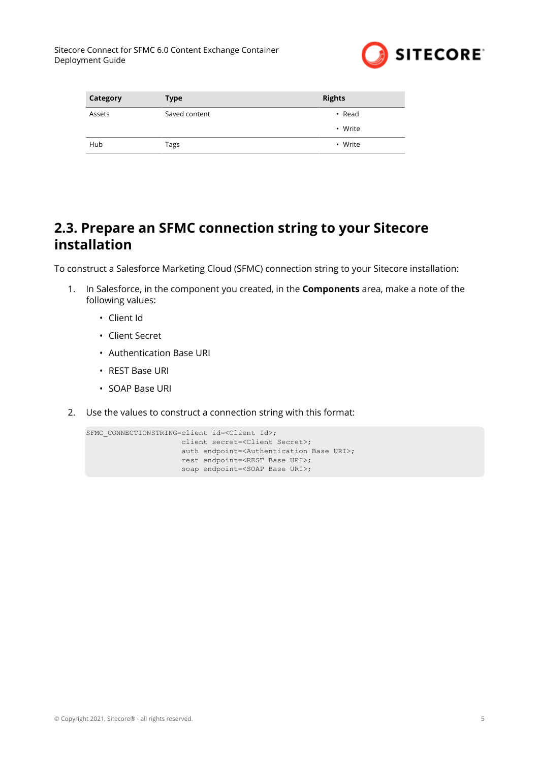| Category | Type | Rights |
| --- | --- | --- |
| Assets | Saved content | • Read<br>• Write |
| Hub | Tags | • Write |

## 2.3. Prepare an SFMC connection string to your Sitecore installation

To construct a Salesforce Marketing Cloud (SFMC) connection string to your Sitecore installation:

1. In Salesforce, in the component you created, in the **Components** area, make a note of the following values:
   - Client Id
   - Client Secret
   - Authentication Base URI
   - REST Base URI
   - SOAP Base URI

2. Use the values to construct a connection string with this format:

```
SFMC_CONNECTIONSTRING=client id=<Client Id>;
                      client secret=<Client Secret>;
                      auth endpoint=<Authentication Base URI>;
                      rest endpoint=<REST Base URI>;
                      soap endpoint=<SOAP Base URI>;
```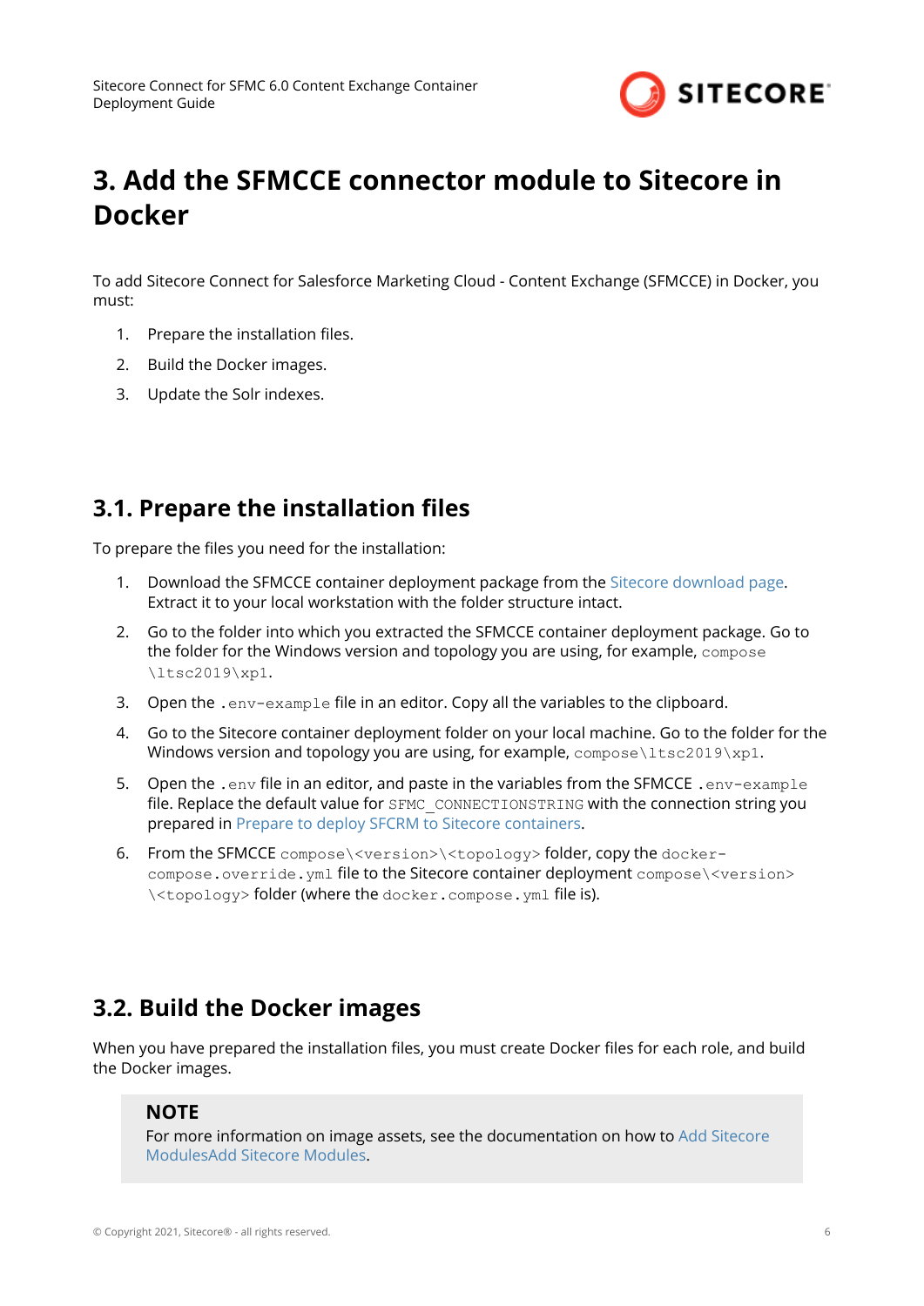# 3. Add the SFMCCE connector module to Sitecore in Docker

To add Sitecore Connect for Salesforce Marketing Cloud - Content Exchange (SFMCCE) in Docker, you must:

1. Prepare the installation files.
2. Build the Docker images.
3. Update the Solr indexes.

## 3.1. Prepare the installation files

To prepare the files you need for the installation:

1. Download the SFMCCE container deployment package from the Sitecore download page. Extract it to your local workstation with the folder structure intact.
2. Go to the folder into which you extracted the SFMCCE container deployment package. Go to the folder for the Windows version and topology you are using, for example, `compose\ltsc2019\xp1`.
3. Open the `.env-example` file in an editor. Copy all the variables to the clipboard.
4. Go to the Sitecore container deployment folder on your local machine. Go to the folder for the Windows version and topology you are using, for example, `compose\ltsc2019\xp1`.
5. Open the `.env` file in an editor, and paste in the variables from the SFMCCE `.env-example` file. Replace the default value for `SFMC_CONNECTIONSTRING` with the connection string you prepared in Prepare to deploy SFCRM to Sitecore containers.
6. From the SFMCCE `compose\<version>\<topology>` folder, copy the `docker-compose.override.yml` file to the Sitecore container deployment `compose\<version>\<topology>` folder (where the `docker.compose.yml` file is).

## 3.2. Build the Docker images

When you have prepared the installation files, you must create Docker files for each role, and build the Docker images.

> **NOTE**
> For more information on image assets, see the documentation on how to Add Sitecore ModulesAdd Sitecore Modules.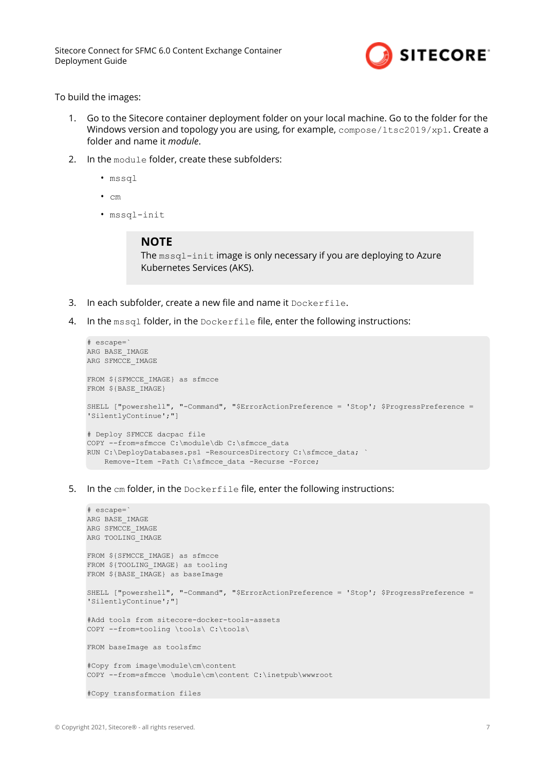To build the images:

1. Go to the Sitecore container deployment folder on your local machine. Go to the folder for the Windows version and topology you are using, for example, `compose/ltsc2019/xp1`. Create a folder and name it *module*.
2. In the `module` folder, create these subfolders:
   - `mssql`
   - `cm`
   - `mssql-init`

   > **NOTE**
   > The `mssql-init` image is only necessary if you are deploying to Azure Kubernetes Services (AKS).

3. In each subfolder, create a new file and name it `Dockerfile`.
4. In the `mssql` folder, in the `Dockerfile` file, enter the following instructions:

```
# escape=`
ARG BASE_IMAGE
ARG SFMCCE_IMAGE

FROM ${SFMCCE_IMAGE} as sfmcce
FROM ${BASE_IMAGE}

SHELL ["powershell", "-Command", "$ErrorActionPreference = 'Stop'; $ProgressPreference =
'SilentlyContinue';"]

# Deploy SFMCCE dacpac file
COPY --from=sfmcce C:\module\db C:\sfmcce_data
RUN C:\DeployDatabases.ps1 -ResourcesDirectory C:\sfmcce_data; `
    Remove-Item -Path C:\sfmcce_data -Recurse -Force;
```

5. In the `cm` folder, in the `Dockerfile` file, enter the following instructions:

```
# escape=`
ARG BASE_IMAGE
ARG SFMCCE_IMAGE
ARG TOOLING_IMAGE

FROM ${SFMCCE_IMAGE} as sfmcce
FROM ${TOOLING_IMAGE} as tooling
FROM ${BASE_IMAGE} as baseImage

SHELL ["powershell", "-Command", "$ErrorActionPreference = 'Stop'; $ProgressPreference =
'SilentlyContinue';"]

#Add tools from sitecore-docker-tools-assets
COPY --from=tooling \tools\ C:\tools\

FROM baseImage as toolsfmc

#Copy from image\module\cm\content
COPY --from=sfmcce \module\cm\content C:\inetpub\wwwroot

#Copy transformation files
```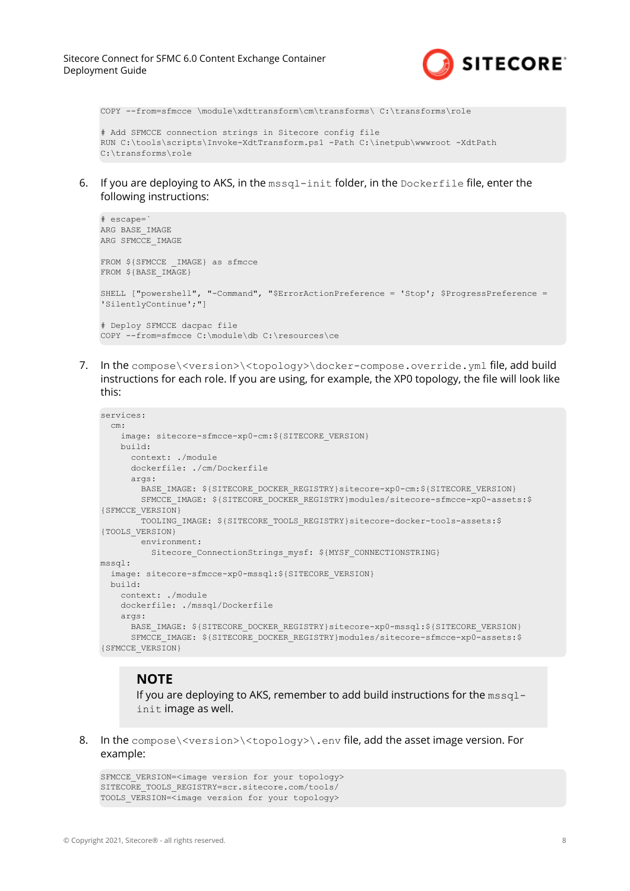```
COPY --from=sfmcce \module\xdttransform\cm\transforms\ C:\transforms\role

# Add SFMCCE connection strings in Sitecore config file
RUN C:\tools\scripts\Invoke-XdtTransform.ps1 -Path C:\inetpub\wwwroot -XdtPath
C:\transforms\role
```

6. If you are deploying to AKS, in the `mssql-init` folder, in the `Dockerfile` file, enter the following instructions:

```
# escape=`
ARG BASE_IMAGE
ARG SFMCCE_IMAGE

FROM ${SFMCCE _IMAGE} as sfmcce
FROM ${BASE_IMAGE}

SHELL ["powershell", "-Command", "$ErrorActionPreference = 'Stop'; $ProgressPreference =
'SilentlyContinue';"]

# Deploy SFMCCE dacpac file
COPY --from=sfmcce C:\module\db C:\resources\ce
```

7. In the `compose\<version>\<topology>\docker-compose.override.yml` file, add build instructions for each role. If you are using, for example, the XP0 topology, the file will look like this:

```
services:
  cm:
    image: sitecore-sfmcce-xp0-cm:${SITECORE_VERSION}
    build:
      context: ./module
      dockerfile: ./cm/Dockerfile
      args:
        BASE_IMAGE: ${SITECORE_DOCKER_REGISTRY}sitecore-xp0-cm:${SITECORE_VERSION}
        SFMCCE_IMAGE: ${SITECORE_DOCKER_REGISTRY}modules/sitecore-sfmcce-xp0-assets:$
{SFMCCE_VERSION}
        TOOLING_IMAGE: ${SITECORE_TOOLS_REGISTRY}sitecore-docker-tools-assets:$
{TOOLS_VERSION}
        environment:
          Sitecore_ConnectionStrings_mysf: ${MYSF_CONNECTIONSTRING}
mssql:
  image: sitecore-sfmcce-xp0-mssql:${SITECORE_VERSION}
  build:
    context: ./module
    dockerfile: ./mssql/Dockerfile
    args:
      BASE_IMAGE: ${SITECORE_DOCKER_REGISTRY}sitecore-xp0-mssql:${SITECORE_VERSION}
      SFMCCE_IMAGE: ${SITECORE_DOCKER_REGISTRY}modules/sitecore-sfmcce-xp0-assets:$
{SFMCCE_VERSION}
```

> **NOTE**
> If you are deploying to AKS, remember to add build instructions for the `mssql-init` image as well.

8. In the `compose\<version>\<topology>\.env` file, add the asset image version. For example:

```
SFMCCE_VERSION=<image version for your topology>
SITECORE_TOOLS_REGISTRY=scr.sitecore.com/tools/
TOOLS_VERSION=<image version for your topology>
```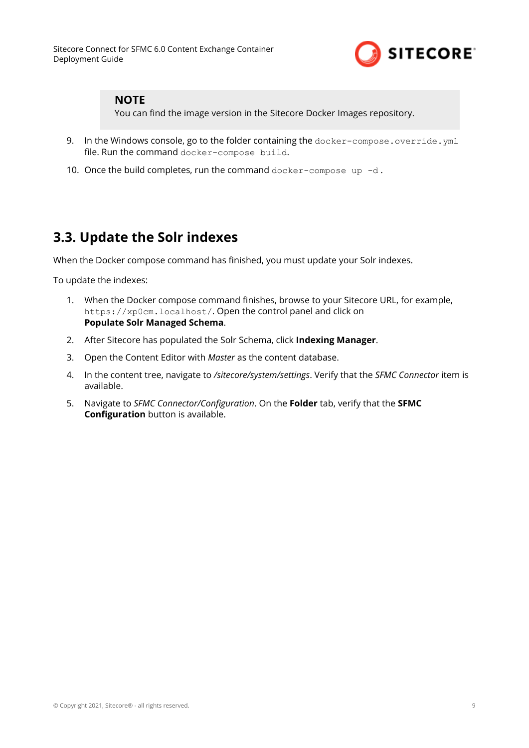> **NOTE**
> You can find the image version in the Sitecore Docker Images repository.

9. In the Windows console, go to the folder containing the `docker-compose.override.yml` file. Run the command `docker-compose build`.

10. Once the build completes, run the command `docker-compose up -d`.

## 3.3. Update the Solr indexes

When the Docker compose command has finished, you must update your Solr indexes.

To update the indexes:

1. When the Docker compose command finishes, browse to your Sitecore URL, for example, `https://xp0cm.localhost/`. Open the control panel and click on **Populate Solr Managed Schema**.

2. After Sitecore has populated the Solr Schema, click **Indexing Manager**.

3. Open the Content Editor with *Master* as the content database.

4. In the content tree, navigate to */sitecore/system/settings*. Verify that the *SFMC Connector* item is available.

5. Navigate to *SFMC Connector/Configuration*. On the **Folder** tab, verify that the **SFMC Configuration** button is available.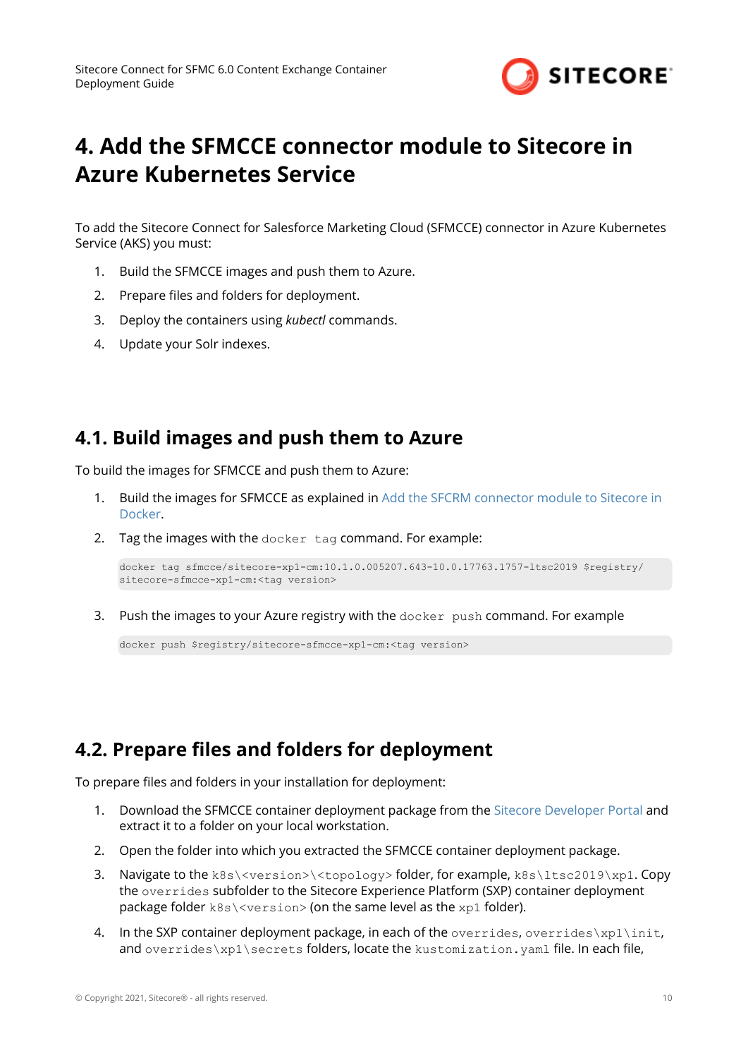// Example
# 4. Add the SFMCCE connector module to Sitecore in Azure Kubernetes Service

To add the Sitecore Connect for Salesforce Marketing Cloud (SFMCCE) connector in Azure Kubernetes Service (AKS) you must:

1. Build the SFMCCE images and push them to Azure.
2. Prepare files and folders for deployment.
3. Deploy the containers using *kubectl* commands.
4. Update your Solr indexes.

## 4.1. Build images and push them to Azure

To build the images for SFMCCE and push them to Azure:

1. Build the images for SFMCCE as explained in Add the SFCRM connector module to Sitecore in Docker.
2. Tag the images with the `docker tag` command. For example:

```
docker tag sfmcce/sitecore-xp1-cm:10.1.0.005207.643-10.0.17763.1757-ltsc2019 $registry/
sitecore-sfmcce-xp1-cm:<tag version>
```

3. Push the images to your Azure registry with the `docker push` command. For example

```
docker push $registry/sitecore-sfmcce-xp1-cm:<tag version>
```

## 4.2. Prepare files and folders for deployment

To prepare files and folders in your installation for deployment:

1. Download the SFMCCE container deployment package from the Sitecore Developer Portal and extract it to a folder on your local workstation.
2. Open the folder into which you extracted the SFMCCE container deployment package.
3. Navigate to the `k8s\<version>\<topology>` folder, for example, `k8s\ltsc2019\xp1`. Copy the `overrides` subfolder to the Sitecore Experience Platform (SXP) container deployment package folder `k8s\<version>` (on the same level as the `xp1` folder).
4. In the SXP container deployment package, in each of the `overrides`, `overrides\xp1\init`, and `overrides\xp1\secrets` folders, locate the `kustomization.yaml` file. In each file,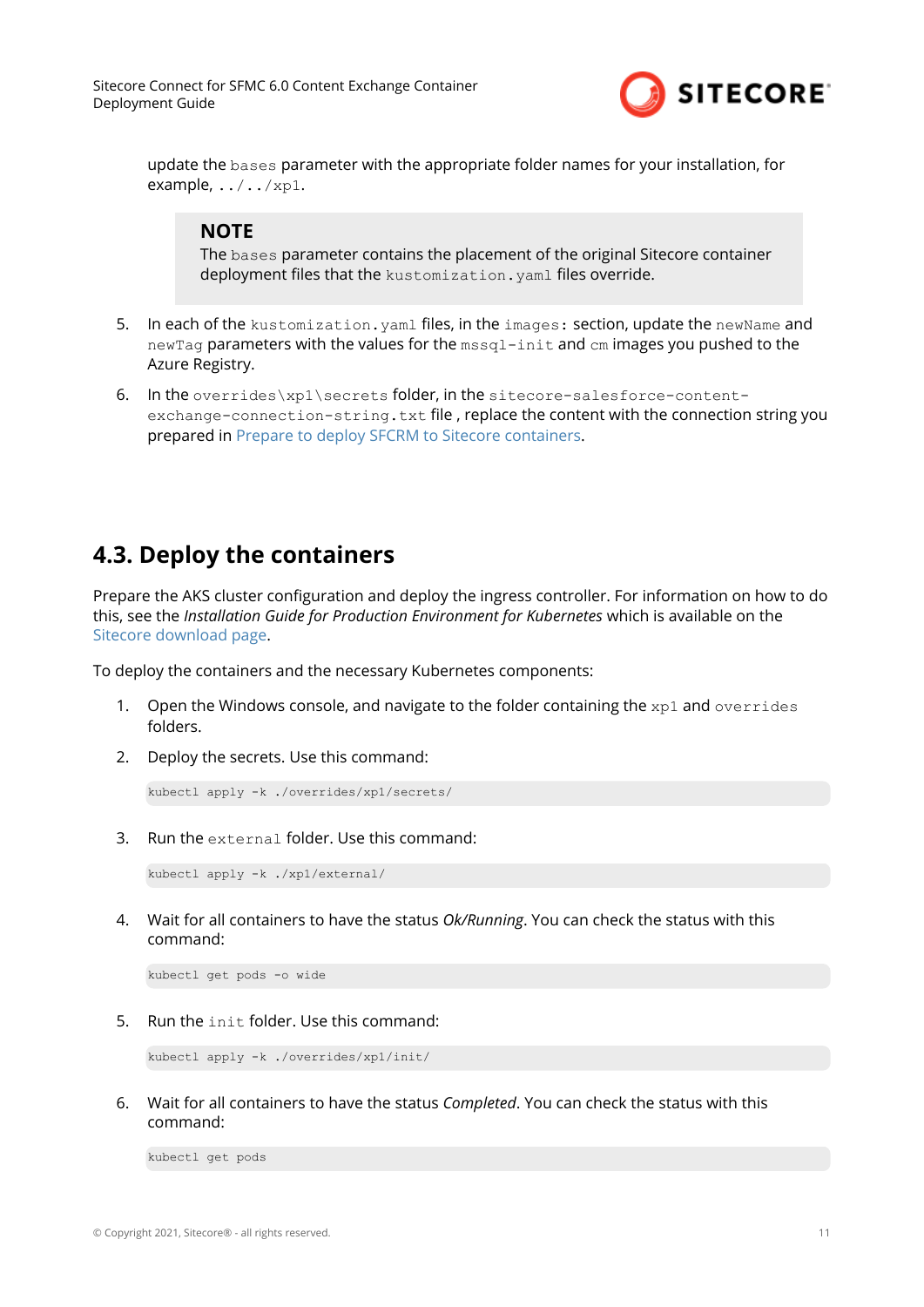update the `bases` parameter with the appropriate folder names for your installation, for example, `../../xp1`.

> **NOTE**
> The `bases` parameter contains the placement of the original Sitecore container deployment files that the `kustomization.yaml` files override.

5. In each of the `kustomization.yaml` files, in the `images:` section, update the `newName` and `newTag` parameters with the values for the `mssql-init` and `cm` images you pushed to the Azure Registry.
6. In the `overrides\xp1\secrets` folder, in the `sitecore-salesforce-content-exchange-connection-string.txt` file , replace the content with the connection string you prepared in Prepare to deploy SFCRM to Sitecore containers.

## 4.3. Deploy the containers

Prepare the AKS cluster configuration and deploy the ingress controller. For information on how to do this, see the *Installation Guide for Production Environment for Kubernetes* which is available on the Sitecore download page.

To deploy the containers and the necessary Kubernetes components:

1. Open the Windows console, and navigate to the folder containing the `xp1` and `overrides` folders.
2. Deploy the secrets. Use this command:

```
kubectl apply -k ./overrides/xp1/secrets/
```

3. Run the `external` folder. Use this command:

```
kubectl apply -k ./xp1/external/
```

4. Wait for all containers to have the status *Ok/Running*. You can check the status with this command:

```
kubectl get pods -o wide
```

5. Run the `init` folder. Use this command:

```
kubectl apply -k ./overrides/xp1/init/
```

6. Wait for all containers to have the status *Completed*. You can check the status with this command:

```
kubectl get pods
```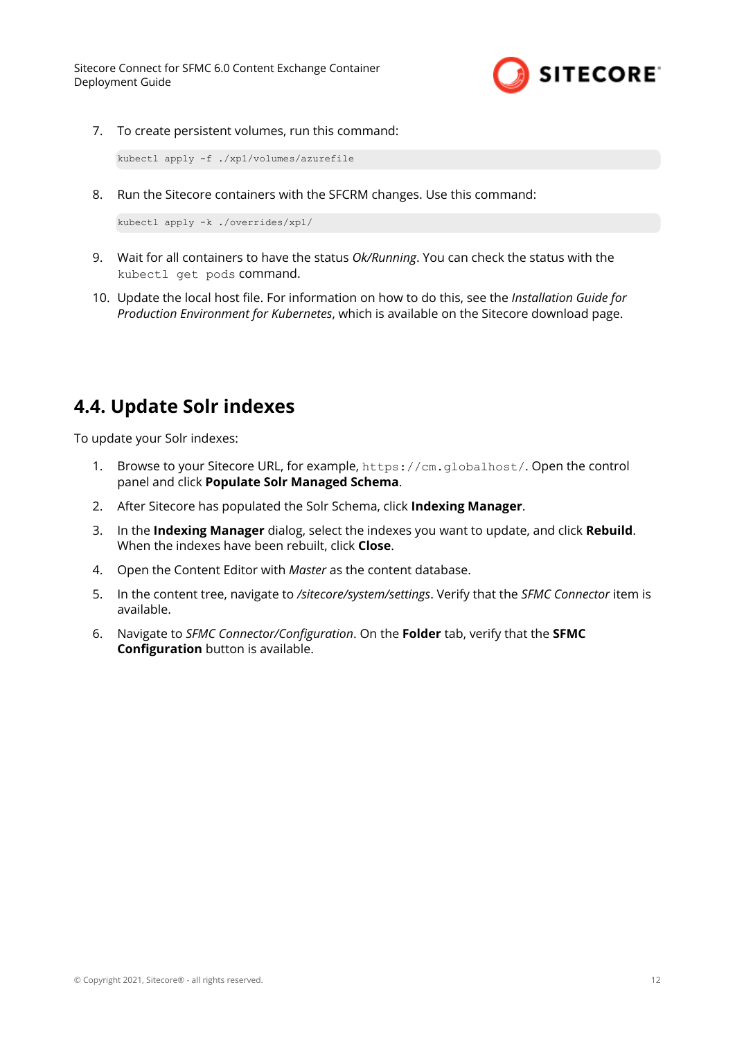7. To create persistent volumes, run this command:

```
kubectl apply -f ./xp1/volumes/azurefile
```

8. Run the Sitecore containers with the SFCRM changes. Use this command:

```
kubectl apply -k ./overrides/xp1/
```

9. Wait for all containers to have the status *Ok/Running*. You can check the status with the `kubectl get pods` command.

10. Update the local host file. For information on how to do this, see the *Installation Guide for Production Environment for Kubernetes*, which is available on the Sitecore download page.

## 4.4. Update Solr indexes

To update your Solr indexes:

1. Browse to your Sitecore URL, for example, `https://cm.globalhost/`. Open the control panel and click **Populate Solr Managed Schema**.
2. After Sitecore has populated the Solr Schema, click **Indexing Manager**.
3. In the **Indexing Manager** dialog, select the indexes you want to update, and click **Rebuild**. When the indexes have been rebuilt, click **Close**.
4. Open the Content Editor with *Master* as the content database.
5. In the content tree, navigate to */sitecore/system/settings*. Verify that the *SFMC Connector* item is available.
6. Navigate to *SFMC Connector/Configuration*. On the **Folder** tab, verify that the **SFMC Configuration** button is available.